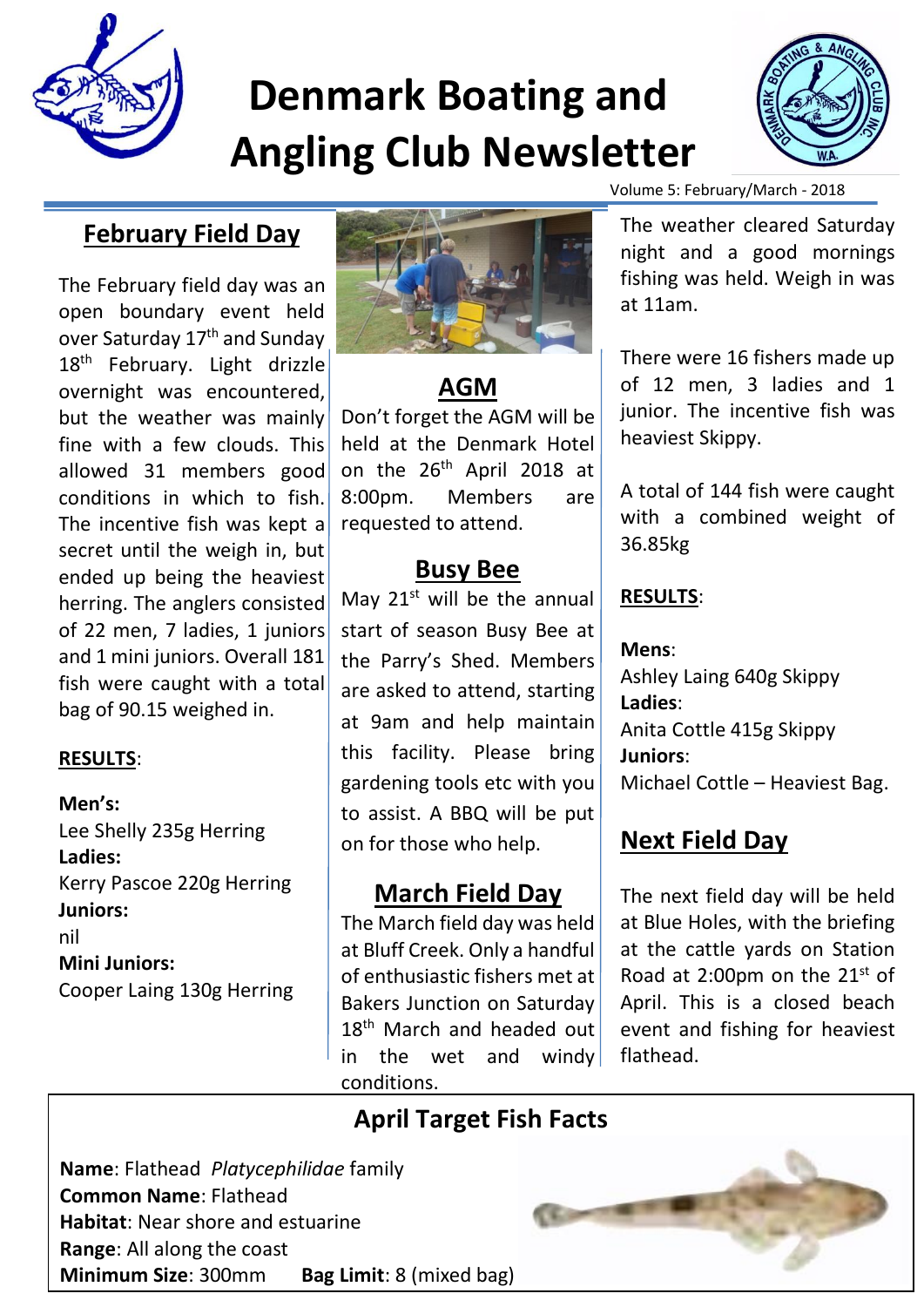# Denmark Boating and Angling Club Newsletter

Volume 5: February/March - 2018

## February Field Day

The February field day was an open boundary event held over Saturday 17th and Sunday 18th February. Light drizzle overnight was encountered, but the weather was mainly fine with a few clouds. This allowed 31 members good conditions in which to fish. The incentive fish was kept a secret until the weigh in, but ended up being the heaviest herring. The anglers consisted of 22 men, 7 ladies, 1 juniors and 1 mini juniors. Overall 181 fish were caught with a total bag of 90.15 weighed in.

**RESULTS**:

**Men's:**
Lee Shelly 235g Herring
**Ladies:**
Kerry Pascoe 220g Herring
**Juniors:**
nil
**Mini Juniors:**
Cooper Laing 130g Herring

## AGM

Don't forget the AGM will be held at the Denmark Hotel on the 26th April 2018 at 8:00pm. Members are requested to attend.

## Busy Bee

May 21st will be the annual start of season Busy Bee at the Parry's Shed. Members are asked to attend, starting at 9am and help maintain this facility. Please bring gardening tools etc with you to assist. A BBQ will be put on for those who help.

## March Field Day

The March field day was held at Bluff Creek. Only a handful of enthusiastic fishers met at Bakers Junction on Saturday 18th March and headed out in the wet and windy conditions.

The weather cleared Saturday night and a good mornings fishing was held. Weigh in was at 11am.

There were 16 fishers made up of 12 men, 3 ladies and 1 junior. The incentive fish was heaviest Skippy.

A total of 144 fish were caught with a combined weight of 36.85kg

**RESULTS**:

**Mens**:
Ashley Laing 640g Skippy
**Ladies**:
Anita Cottle 415g Skippy
**Juniors**:
Michael Cottle – Heaviest Bag.

## Next Field Day

The next field day will be held at Blue Holes, with the briefing at the cattle yards on Station Road at 2:00pm on the 21st of April. This is a closed beach event and fishing for heaviest flathead.

## April Target Fish Facts

**Name**: Flathead *Platycephilidae* family
**Common Name**: Flathead
**Habitat**: Near shore and estuarine
**Range**: All along the coast
**Minimum Size**: 300mm **Bag Limit**: 8 (mixed bag)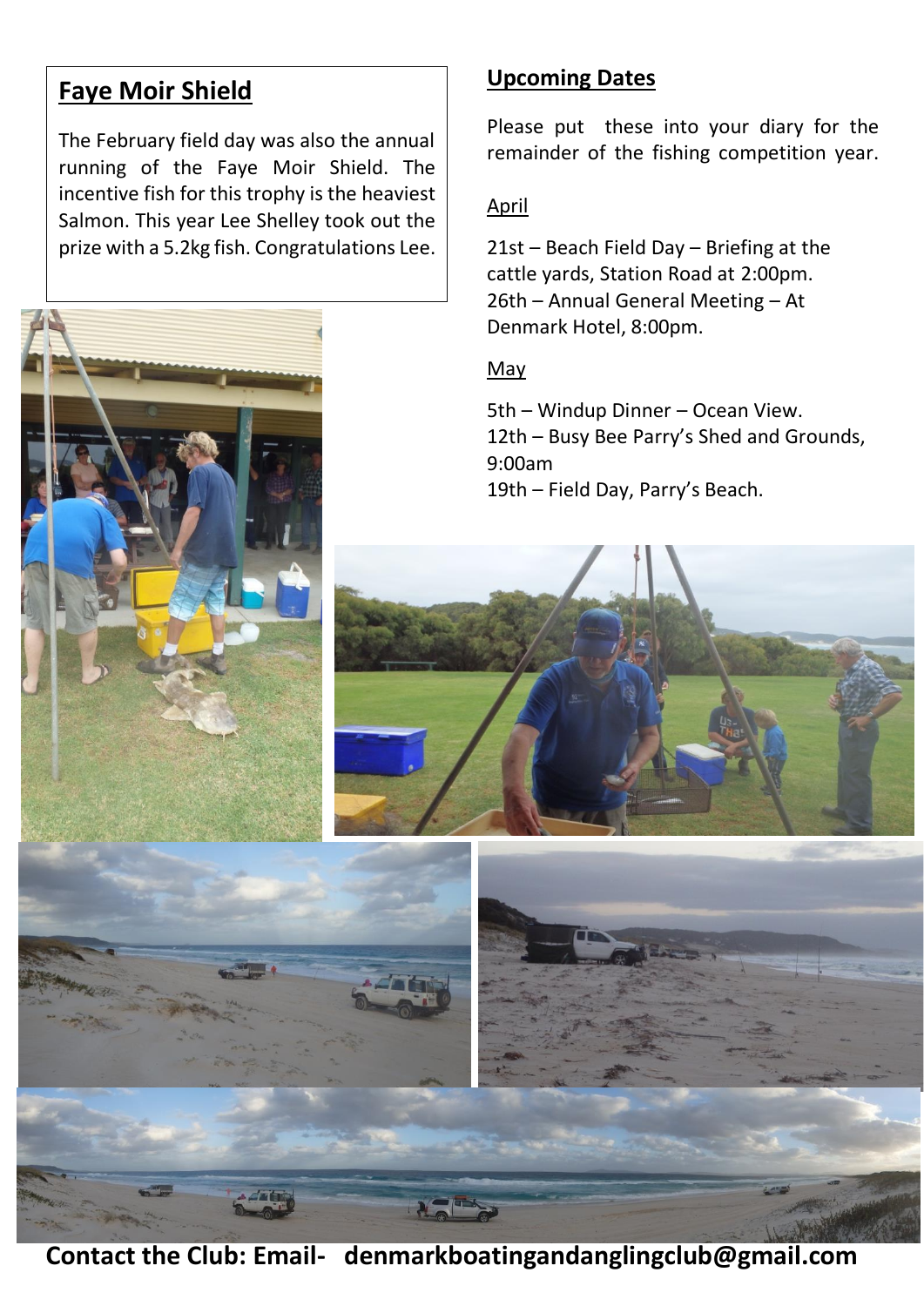## Faye Moir Shield

The February field day was also the annual running of the Faye Moir Shield. The incentive fish for this trophy is the heaviest Salmon. This year Lee Shelley took out the prize with a 5.2kg fish. Congratulations Lee.

## Upcoming Dates

Please put these into your diary for the remainder of the fishing competition year.

April

21st – Beach Field Day – Briefing at the cattle yards, Station Road at 2:00pm.
26th – Annual General Meeting – At Denmark Hotel, 8:00pm.

May

5th – Windup Dinner – Ocean View.
12th – Busy Bee Parry's Shed and Grounds, 9:00am
19th – Field Day, Parry's Beach.

**Contact the Club: Email- denmarkboatingandanglingclub@gmail.com**